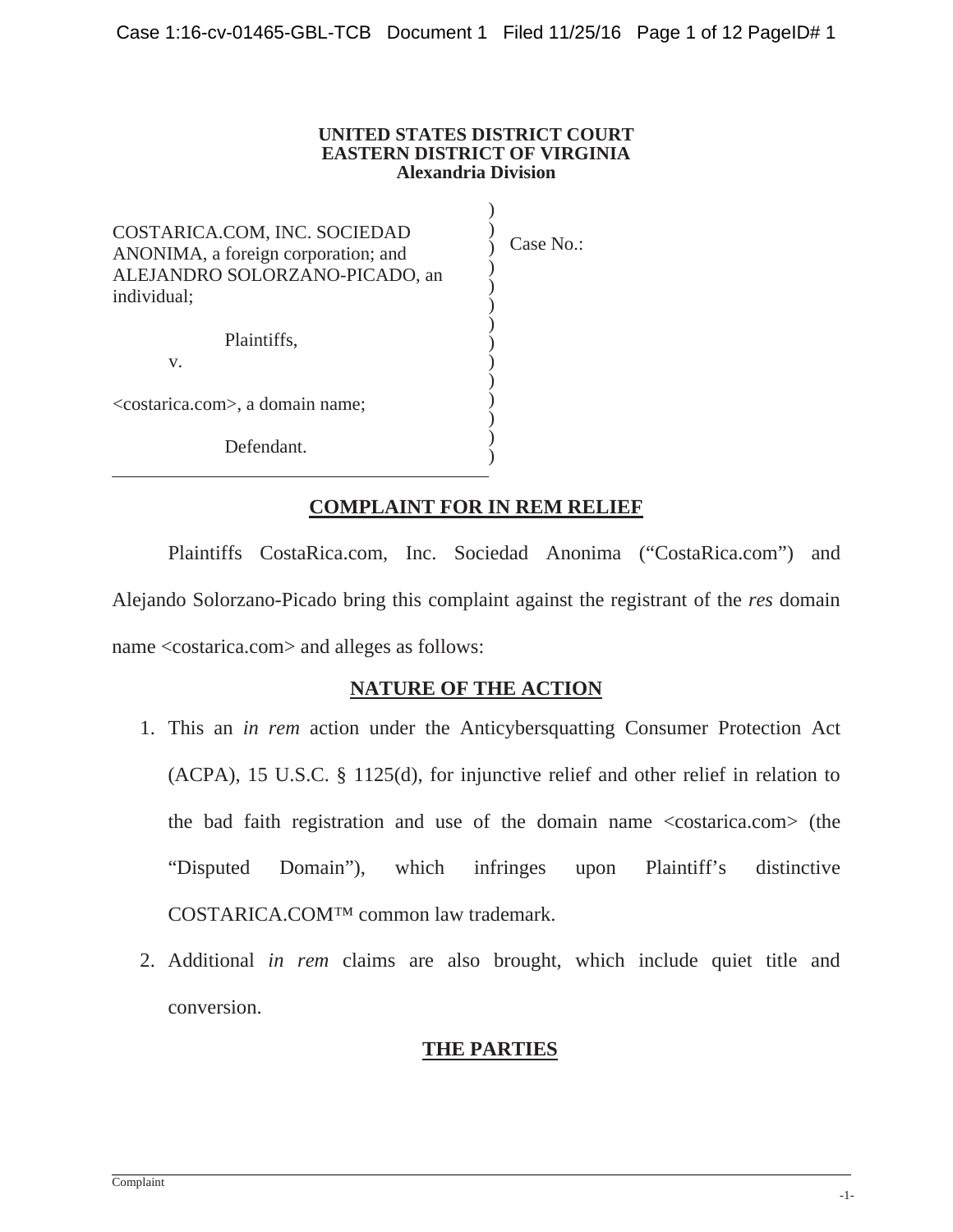**UNITED STATES DISTRICT COURT**
**EASTERN DISTRICT OF VIRGINIA**
**Alexandria Division**

COSTARICA.COM, INC. SOCIEDAD ANONIMA, a foreign corporation; and ALEJANDRO SOLORZANO-PICADO, an individual;

Plaintiffs,

v.

<costarica.com>, a domain name;

Defendant.

Case No.:

## COMPLAINT FOR IN REM RELIEF

Plaintiffs CostaRica.com, Inc. Sociedad Anonima ("CostaRica.com") and Alejando Solorzano-Picado bring this complaint against the registrant of the *res* domain name <costarica.com> and alleges as follows:

## NATURE OF THE ACTION

1. This an *in rem* action under the Anticybersquatting Consumer Protection Act (ACPA), 15 U.S.C. § 1125(d), for injunctive relief and other relief in relation to the bad faith registration and use of the domain name <costarica.com> (the "Disputed Domain"), which infringes upon Plaintiff's distinctive COSTARICA.COM™ common law trademark.
2. Additional *in rem* claims are also brought, which include quiet title and conversion.

## THE PARTIES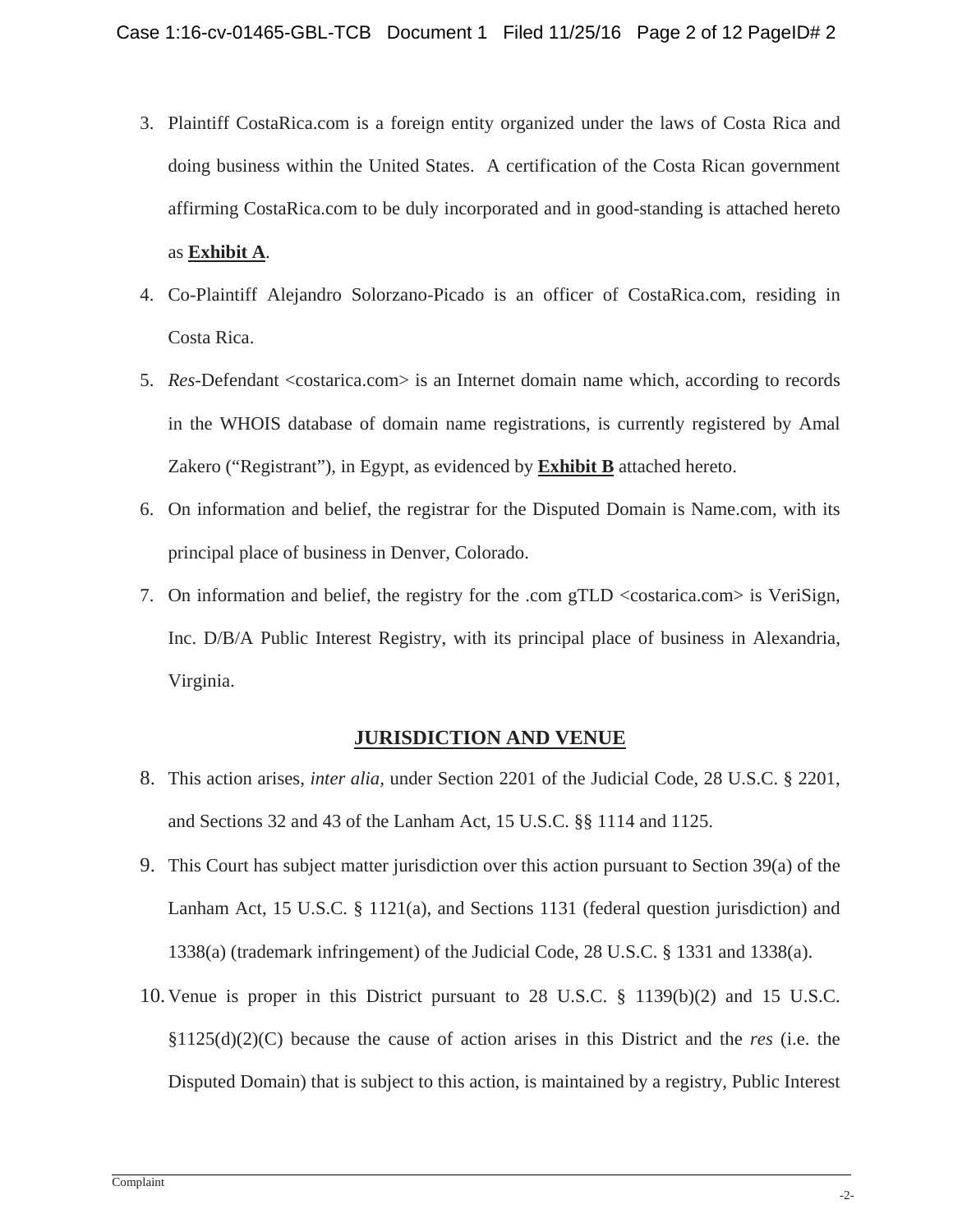3. Plaintiff CostaRica.com is a foreign entity organized under the laws of Costa Rica and doing business within the United States. A certification of the Costa Rican government affirming CostaRica.com to be duly incorporated and in good-standing is attached hereto as **Exhibit A**.

4. Co-Plaintiff Alejandro Solorzano-Picado is an officer of CostaRica.com, residing in Costa Rica.

5. *Res*-Defendant <costarica.com> is an Internet domain name which, according to records in the WHOIS database of domain name registrations, is currently registered by Amal Zakero ("Registrant"), in Egypt, as evidenced by **Exhibit B** attached hereto.

6. On information and belief, the registrar for the Disputed Domain is Name.com, with its principal place of business in Denver, Colorado.

7. On information and belief, the registry for the .com gTLD <costarica.com> is VeriSign, Inc. D/B/A Public Interest Registry, with its principal place of business in Alexandria, Virginia.

## JURISDICTION AND VENUE

8. This action arises, *inter alia,* under Section 2201 of the Judicial Code, 28 U.S.C. § 2201, and Sections 32 and 43 of the Lanham Act, 15 U.S.C. §§ 1114 and 1125.

9. This Court has subject matter jurisdiction over this action pursuant to Section 39(a) of the Lanham Act, 15 U.S.C. § 1121(a), and Sections 1131 (federal question jurisdiction) and 1338(a) (trademark infringement) of the Judicial Code, 28 U.S.C. § 1331 and 1338(a).

10. Venue is proper in this District pursuant to 28 U.S.C. § 1139(b)(2) and 15 U.S.C. §1125(d)(2)(C) because the cause of action arises in this District and the *res* (i.e. the Disputed Domain) that is subject to this action, is maintained by a registry, Public Interest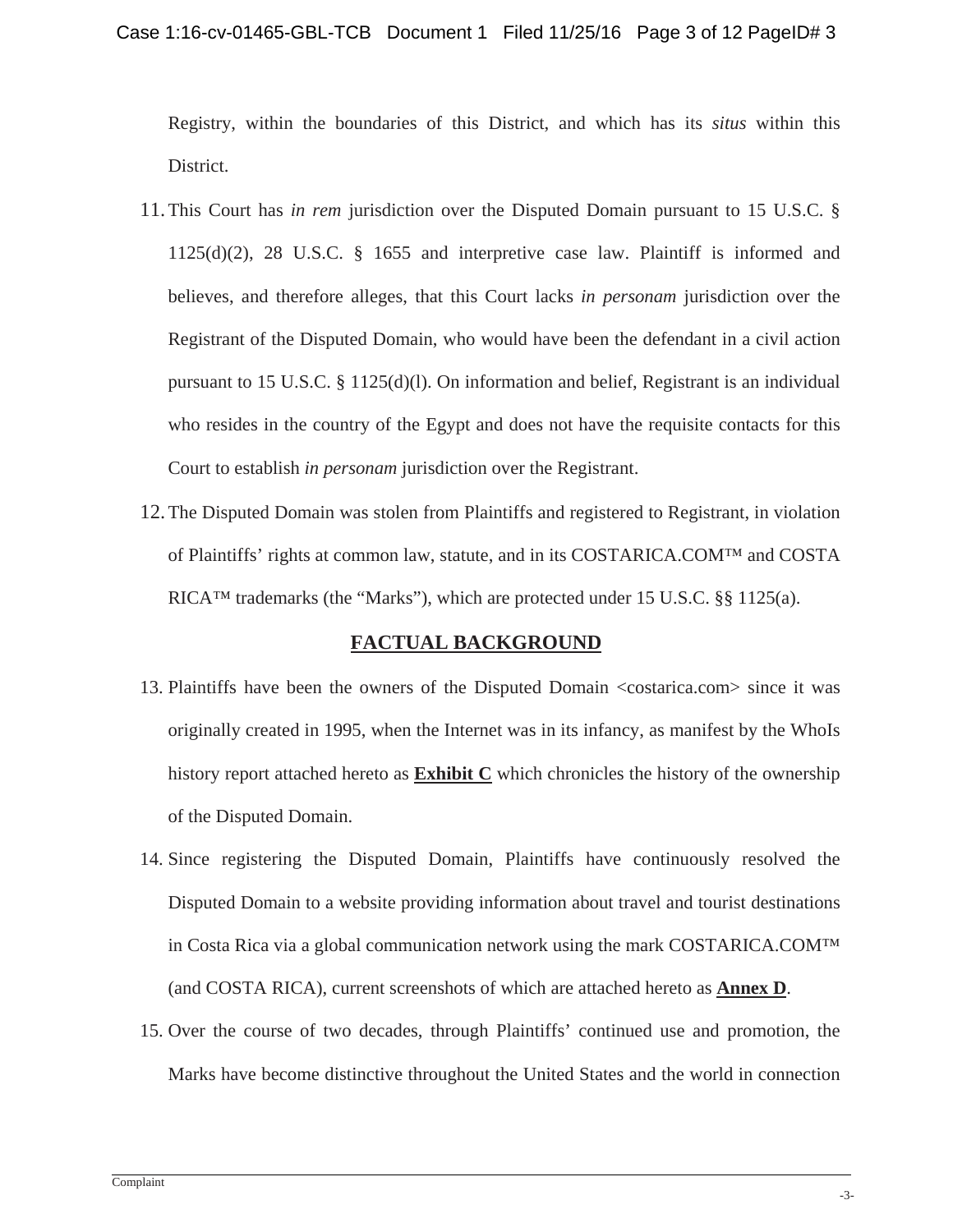Registry, within the boundaries of this District, and which has its *situs* within this District.

11. This Court has *in rem* jurisdiction over the Disputed Domain pursuant to 15 U.S.C. § 1125(d)(2), 28 U.S.C. § 1655 and interpretive case law. Plaintiff is informed and believes, and therefore alleges, that this Court lacks *in personam* jurisdiction over the Registrant of the Disputed Domain, who would have been the defendant in a civil action pursuant to 15 U.S.C. § 1125(d)(l). On information and belief, Registrant is an individual who resides in the country of the Egypt and does not have the requisite contacts for this Court to establish *in personam* jurisdiction over the Registrant.

12. The Disputed Domain was stolen from Plaintiffs and registered to Registrant, in violation of Plaintiffs' rights at common law, statute, and in its COSTARICA.COM™ and COSTA RICA™ trademarks (the "Marks"), which are protected under 15 U.S.C. §§ 1125(a).

## FACTUAL BACKGROUND

13. Plaintiffs have been the owners of the Disputed Domain <costarica.com> since it was originally created in 1995, when the Internet was in its infancy, as manifest by the WhoIs history report attached hereto as **Exhibit C** which chronicles the history of the ownership of the Disputed Domain.

14. Since registering the Disputed Domain, Plaintiffs have continuously resolved the Disputed Domain to a website providing information about travel and tourist destinations in Costa Rica via a global communication network using the mark COSTARICA.COM™ (and COSTA RICA), current screenshots of which are attached hereto as **Annex D**.

15. Over the course of two decades, through Plaintiffs' continued use and promotion, the Marks have become distinctive throughout the United States and the world in connection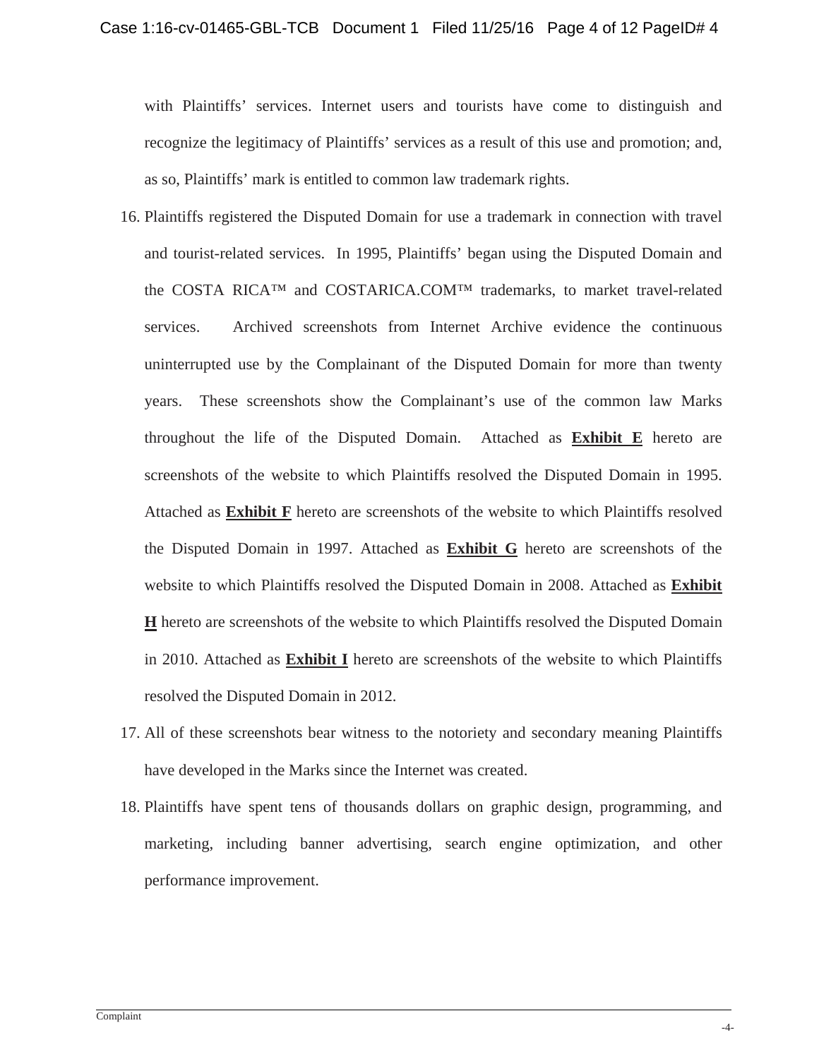with Plaintiffs' services. Internet users and tourists have come to distinguish and recognize the legitimacy of Plaintiffs' services as a result of this use and promotion; and, as so, Plaintiffs' mark is entitled to common law trademark rights.

16. Plaintiffs registered the Disputed Domain for use a trademark in connection with travel and tourist-related services. In 1995, Plaintiffs' began using the Disputed Domain and the COSTA RICA™ and COSTARICA.COM™ trademarks, to market travel-related services. Archived screenshots from Internet Archive evidence the continuous uninterrupted use by the Complainant of the Disputed Domain for more than twenty years. These screenshots show the Complainant's use of the common law Marks throughout the life of the Disputed Domain. Attached as **Exhibit E** hereto are screenshots of the website to which Plaintiffs resolved the Disputed Domain in 1995. Attached as **Exhibit F** hereto are screenshots of the website to which Plaintiffs resolved the Disputed Domain in 1997. Attached as **Exhibit G** hereto are screenshots of the website to which Plaintiffs resolved the Disputed Domain in 2008. Attached as **Exhibit H** hereto are screenshots of the website to which Plaintiffs resolved the Disputed Domain in 2010. Attached as **Exhibit I** hereto are screenshots of the website to which Plaintiffs resolved the Disputed Domain in 2012.

17. All of these screenshots bear witness to the notoriety and secondary meaning Plaintiffs have developed in the Marks since the Internet was created.

18. Plaintiffs have spent tens of thousands dollars on graphic design, programming, and marketing, including banner advertising, search engine optimization, and other performance improvement.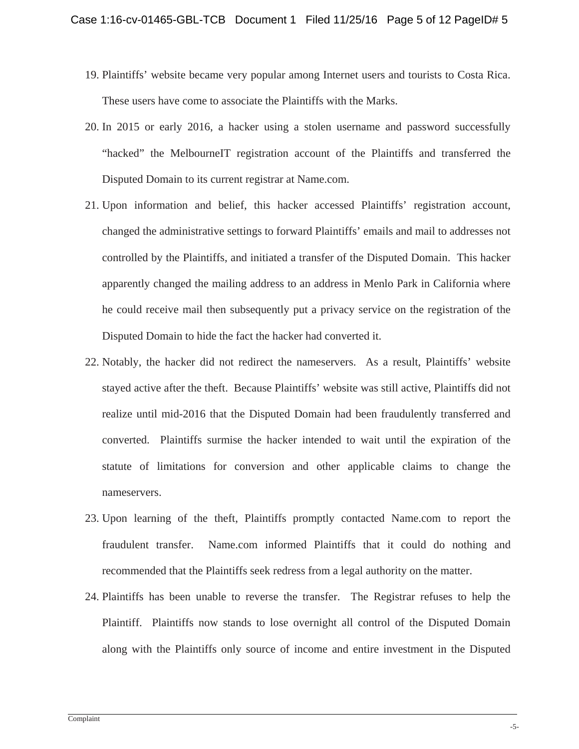19. Plaintiffs' website became very popular among Internet users and tourists to Costa Rica. These users have come to associate the Plaintiffs with the Marks.

20. In 2015 or early 2016, a hacker using a stolen username and password successfully "hacked" the MelbourneIT registration account of the Plaintiffs and transferred the Disputed Domain to its current registrar at Name.com.

21. Upon information and belief, this hacker accessed Plaintiffs' registration account, changed the administrative settings to forward Plaintiffs' emails and mail to addresses not controlled by the Plaintiffs, and initiated a transfer of the Disputed Domain. This hacker apparently changed the mailing address to an address in Menlo Park in California where he could receive mail then subsequently put a privacy service on the registration of the Disputed Domain to hide the fact the hacker had converted it.

22. Notably, the hacker did not redirect the nameservers. As a result, Plaintiffs' website stayed active after the theft. Because Plaintiffs' website was still active, Plaintiffs did not realize until mid-2016 that the Disputed Domain had been fraudulently transferred and converted. Plaintiffs surmise the hacker intended to wait until the expiration of the statute of limitations for conversion and other applicable claims to change the nameservers.

23. Upon learning of the theft, Plaintiffs promptly contacted Name.com to report the fraudulent transfer. Name.com informed Plaintiffs that it could do nothing and recommended that the Plaintiffs seek redress from a legal authority on the matter.

24. Plaintiffs has been unable to reverse the transfer. The Registrar refuses to help the Plaintiff. Plaintiffs now stands to lose overnight all control of the Disputed Domain along with the Plaintiffs only source of income and entire investment in the Disputed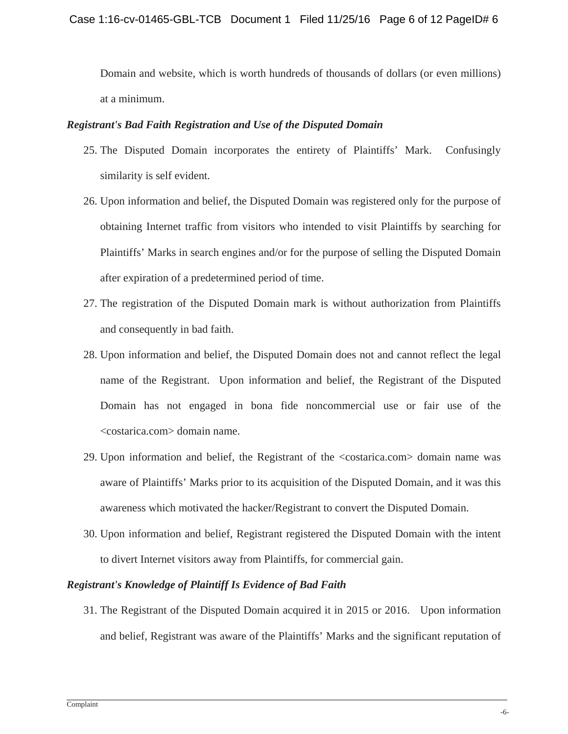Domain and website, which is worth hundreds of thousands of dollars (or even millions) at a minimum.

***Registrant's Bad Faith Registration and Use of the Disputed Domain***

25. The Disputed Domain incorporates the entirety of Plaintiffs' Mark. Confusingly similarity is self evident.

26. Upon information and belief, the Disputed Domain was registered only for the purpose of obtaining Internet traffic from visitors who intended to visit Plaintiffs by searching for Plaintiffs' Marks in search engines and/or for the purpose of selling the Disputed Domain after expiration of a predetermined period of time.

27. The registration of the Disputed Domain mark is without authorization from Plaintiffs and consequently in bad faith.

28. Upon information and belief, the Disputed Domain does not and cannot reflect the legal name of the Registrant. Upon information and belief, the Registrant of the Disputed Domain has not engaged in bona fide noncommercial use or fair use of the <costarica.com> domain name.

29. Upon information and belief, the Registrant of the <costarica.com> domain name was aware of Plaintiffs' Marks prior to its acquisition of the Disputed Domain, and it was this awareness which motivated the hacker/Registrant to convert the Disputed Domain.

30. Upon information and belief, Registrant registered the Disputed Domain with the intent to divert Internet visitors away from Plaintiffs, for commercial gain.

***Registrant's Knowledge of Plaintiff Is Evidence of Bad Faith***

31. The Registrant of the Disputed Domain acquired it in 2015 or 2016. Upon information and belief, Registrant was aware of the Plaintiffs' Marks and the significant reputation of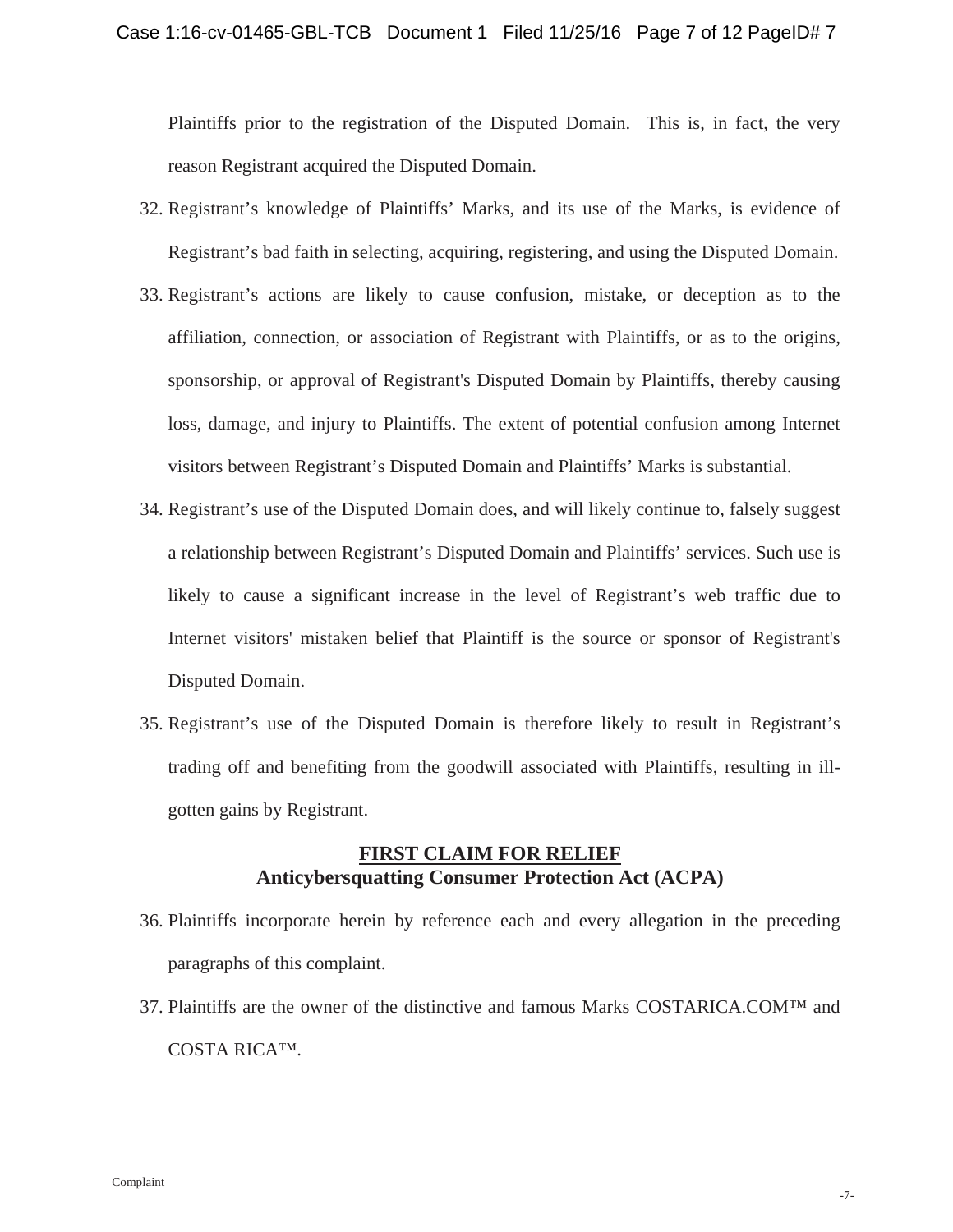Plaintiffs prior to the registration of the Disputed Domain. This is, in fact, the very reason Registrant acquired the Disputed Domain.

32. Registrant's knowledge of Plaintiffs' Marks, and its use of the Marks, is evidence of Registrant's bad faith in selecting, acquiring, registering, and using the Disputed Domain.

33. Registrant's actions are likely to cause confusion, mistake, or deception as to the affiliation, connection, or association of Registrant with Plaintiffs, or as to the origins, sponsorship, or approval of Registrant's Disputed Domain by Plaintiffs, thereby causing loss, damage, and injury to Plaintiffs. The extent of potential confusion among Internet visitors between Registrant's Disputed Domain and Plaintiffs' Marks is substantial.

34. Registrant's use of the Disputed Domain does, and will likely continue to, falsely suggest a relationship between Registrant's Disputed Domain and Plaintiffs' services. Such use is likely to cause a significant increase in the level of Registrant's web traffic due to Internet visitors' mistaken belief that Plaintiff is the source or sponsor of Registrant's Disputed Domain.

35. Registrant's use of the Disputed Domain is therefore likely to result in Registrant's trading off and benefiting from the goodwill associated with Plaintiffs, resulting in ill-gotten gains by Registrant.

## FIRST CLAIM FOR RELIEF
## Anticybersquatting Consumer Protection Act (ACPA)

36. Plaintiffs incorporate herein by reference each and every allegation in the preceding paragraphs of this complaint.

37. Plaintiffs are the owner of the distinctive and famous Marks COSTARICA.COM™ and COSTA RICA™.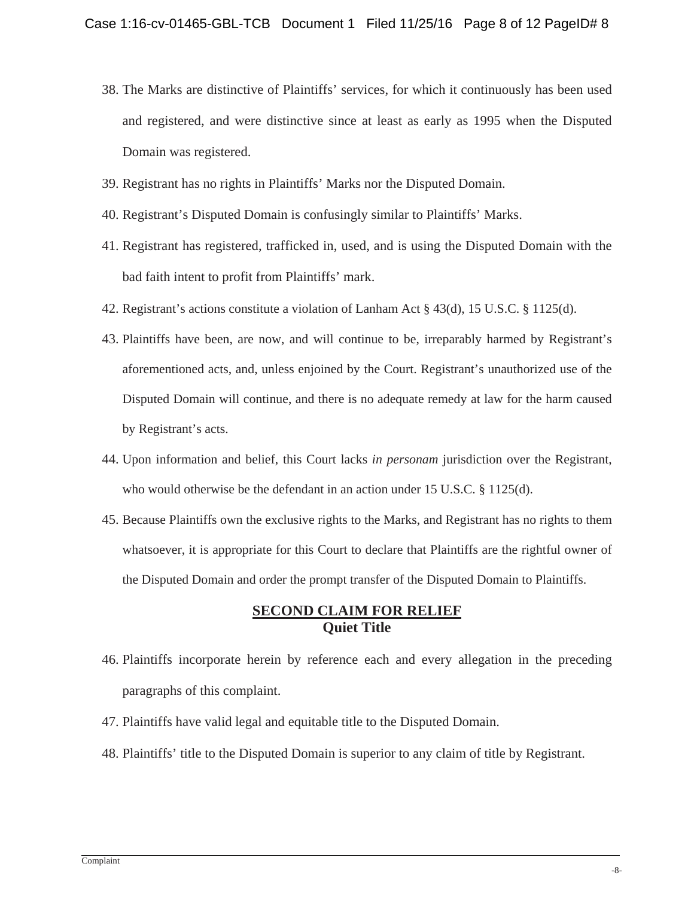38. The Marks are distinctive of Plaintiffs' services, for which it continuously has been used and registered, and were distinctive since at least as early as 1995 when the Disputed Domain was registered.
39. Registrant has no rights in Plaintiffs' Marks nor the Disputed Domain.
40. Registrant's Disputed Domain is confusingly similar to Plaintiffs' Marks.
41. Registrant has registered, trafficked in, used, and is using the Disputed Domain with the bad faith intent to profit from Plaintiffs' mark.
42. Registrant's actions constitute a violation of Lanham Act § 43(d), 15 U.S.C. § 1125(d).
43. Plaintiffs have been, are now, and will continue to be, irreparably harmed by Registrant's aforementioned acts, and, unless enjoined by the Court. Registrant's unauthorized use of the Disputed Domain will continue, and there is no adequate remedy at law for the harm caused by Registrant's acts.
44. Upon information and belief, this Court lacks *in personam* jurisdiction over the Registrant, who would otherwise be the defendant in an action under 15 U.S.C. § 1125(d).
45. Because Plaintiffs own the exclusive rights to the Marks, and Registrant has no rights to them whatsoever, it is appropriate for this Court to declare that Plaintiffs are the rightful owner of the Disputed Domain and order the prompt transfer of the Disputed Domain to Plaintiffs.

## SECOND CLAIM FOR RELIEF
## Quiet Title

46. Plaintiffs incorporate herein by reference each and every allegation in the preceding paragraphs of this complaint.
47. Plaintiffs have valid legal and equitable title to the Disputed Domain.
48. Plaintiffs' title to the Disputed Domain is superior to any claim of title by Registrant.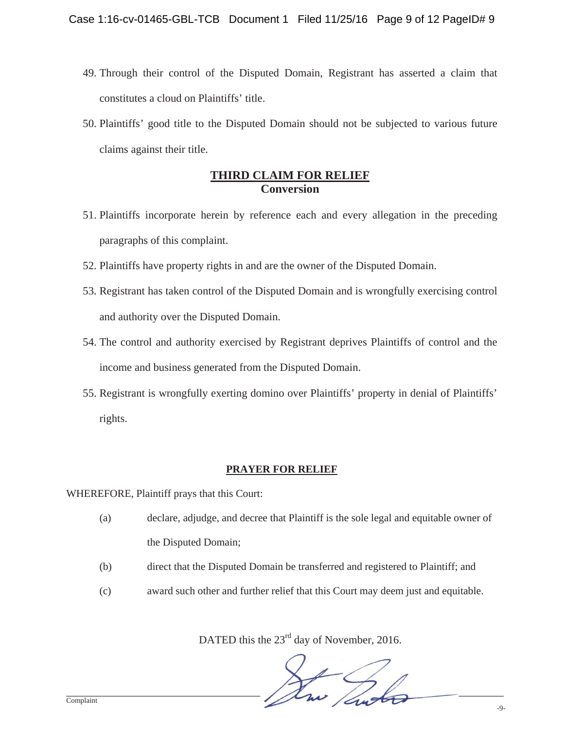49. Through their control of the Disputed Domain, Registrant has asserted a claim that constitutes a cloud on Plaintiffs' title.

50. Plaintiffs' good title to the Disputed Domain should not be subjected to various future claims against their title.

## THIRD CLAIM FOR RELIEF
**Conversion**

51. Plaintiffs incorporate herein by reference each and every allegation in the preceding paragraphs of this complaint.

52. Plaintiffs have property rights in and are the owner of the Disputed Domain.

53. Registrant has taken control of the Disputed Domain and is wrongfully exercising control and authority over the Disputed Domain.

54. The control and authority exercised by Registrant deprives Plaintiffs of control and the income and business generated from the Disputed Domain.

55. Registrant is wrongfully exerting domino over Plaintiffs' property in denial of Plaintiffs' rights.

## PRAYER FOR RELIEF

WHEREFORE, Plaintiff prays that this Court:

(a) declare, adjudge, and decree that Plaintiff is the sole legal and equitable owner of the Disputed Domain;

(b) direct that the Disputed Domain be transferred and registered to Plaintiff; and

(c) award such other and further relief that this Court may deem just and equitable.

DATED this the 23rd day of November, 2016.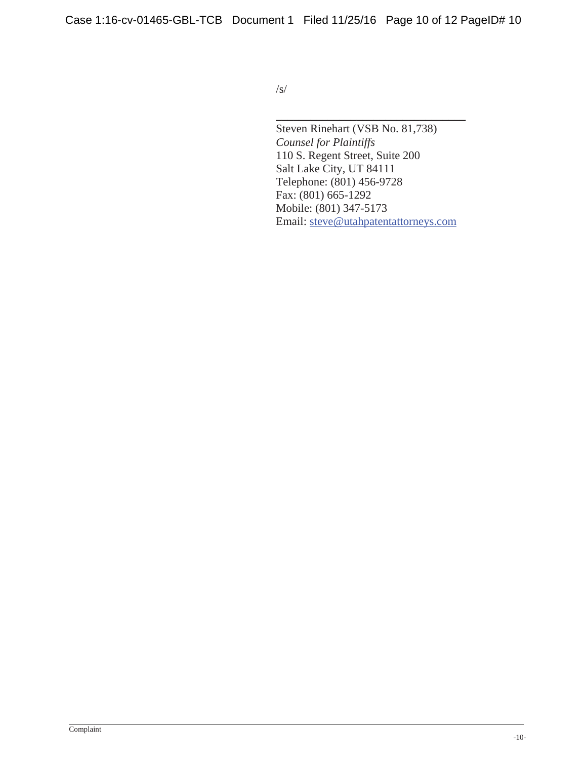/s/

\_\_\_\_\_\_\_\_\_\_\_\_\_\_\_\_\_\_\_\_\_\_\_\_\_\_\_\_\_\_\_\_\_\_

Steven Rinehart (VSB No. 81,738)
*Counsel for Plaintiffs*
110 S. Regent Street, Suite 200
Salt Lake City, UT 84111
Telephone: (801) 456-9728
Fax: (801) 665-1292
Mobile: (801) 347-5173
Email: steve@utahpatentattorneys.com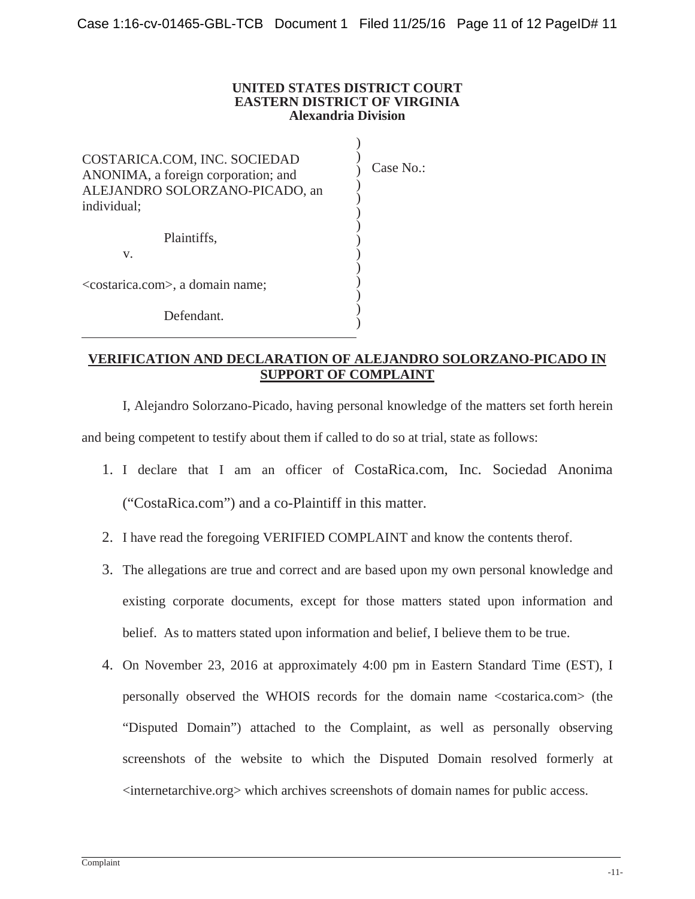**UNITED STATES DISTRICT COURT**
**EASTERN DISTRICT OF VIRGINIA**
**Alexandria Division**

COSTARICA.COM, INC. SOCIEDAD ANONIMA, a foreign corporation; and ALEJANDRO SOLORZANO-PICADO, an individual;

Plaintiffs,

v.

<costarica.com>, a domain name;

Defendant.

Case No.:

**VERIFICATION AND DECLARATION OF ALEJANDRO SOLORZANO-PICADO IN SUPPORT OF COMPLAINT**

I, Alejandro Solorzano-Picado, having personal knowledge of the matters set forth herein and being competent to testify about them if called to do so at trial, state as follows:

1. I declare that I am an officer of CostaRica.com, Inc. Sociedad Anonima ("CostaRica.com") and a co-Plaintiff in this matter.
2. I have read the foregoing VERIFIED COMPLAINT and know the contents therof.
3. The allegations are true and correct and are based upon my own personal knowledge and existing corporate documents, except for those matters stated upon information and belief. As to matters stated upon information and belief, I believe them to be true.
4. On November 23, 2016 at approximately 4:00 pm in Eastern Standard Time (EST), I personally observed the WHOIS records for the domain name <costarica.com> (the "Disputed Domain") attached to the Complaint, as well as personally observing screenshots of the website to which the Disputed Domain resolved formerly at <internetarchive.org> which archives screenshots of domain names for public access.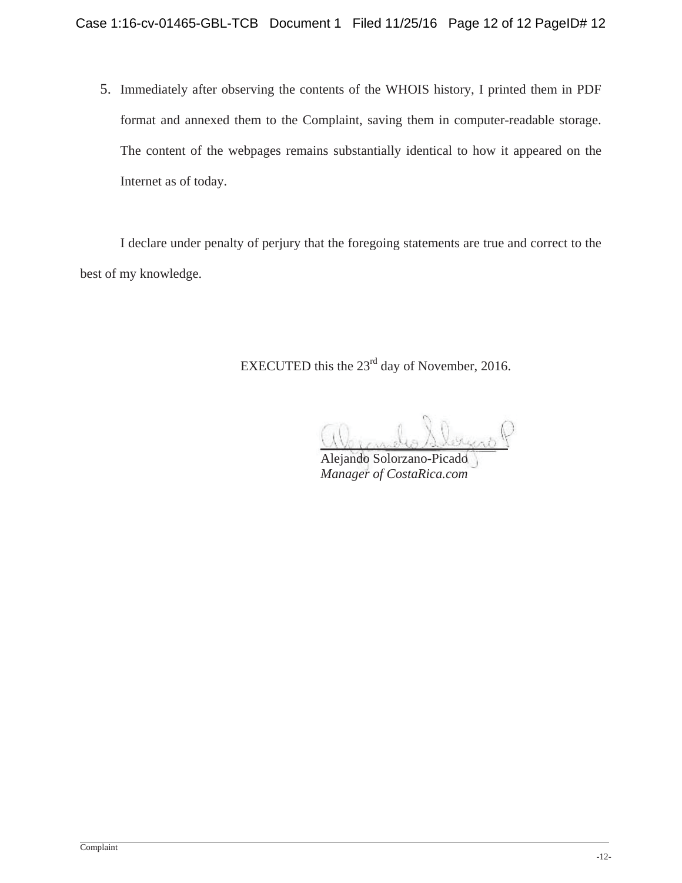5. Immediately after observing the contents of the WHOIS history, I printed them in PDF format and annexed them to the Complaint, saving them in computer-readable storage. The content of the webpages remains substantially identical to how it appeared on the Internet as of today.

I declare under penalty of perjury that the foregoing statements are true and correct to the best of my knowledge.

EXECUTED this the 23rd day of November, 2016.

Alejando Solorzano-Picado
*Manager of CostaRica.com*